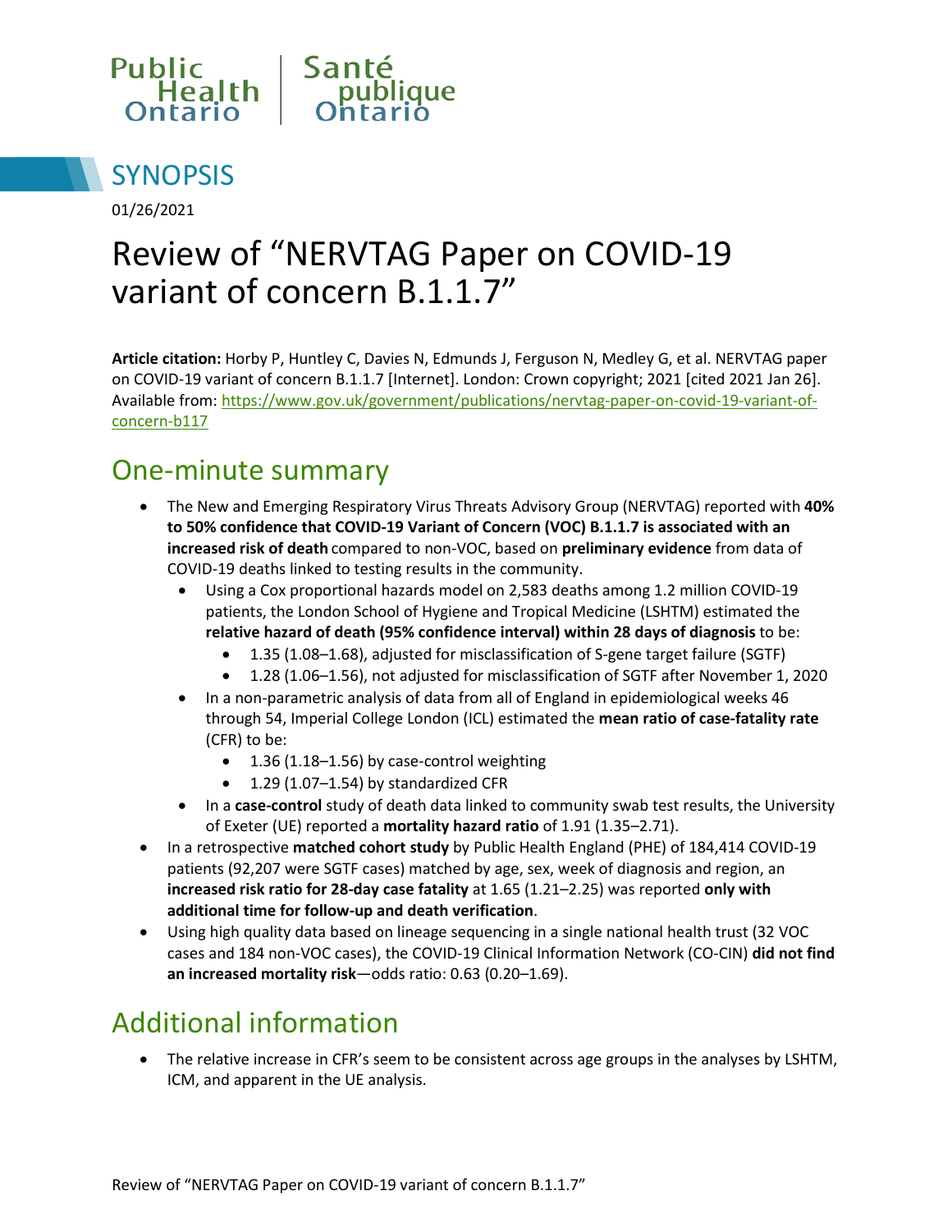Public Health Ontario | Santé publique Ontario

## SYNOPSIS

01/26/2021

# Review of "NERVTAG Paper on COVID-19 variant of concern B.1.1.7"

**Article citation:** Horby P, Huntley C, Davies N, Edmunds J, Ferguson N, Medley G, et al. NERVTAG paper on COVID-19 variant of concern B.1.1.7 [Internet]. London: Crown copyright; 2021 [cited 2021 Jan 26]. Available from: https://www.gov.uk/government/publications/nervtag-paper-on-covid-19-variant-of-concern-b117

## One-minute summary

- The New and Emerging Respiratory Virus Threats Advisory Group (NERVTAG) reported with **40% to 50% confidence that COVID-19 Variant of Concern (VOC) B.1.1.7 is associated with an increased risk of death** compared to non-VOC, based on **preliminary evidence** from data of COVID-19 deaths linked to testing results in the community.
  - Using a Cox proportional hazards model on 2,583 deaths among 1.2 million COVID-19 patients, the London School of Hygiene and Tropical Medicine (LSHTM) estimated the **relative hazard of death (95% confidence interval) within 28 days of diagnosis** to be:
    - 1.35 (1.08–1.68), adjusted for misclassification of S-gene target failure (SGTF)
    - 1.28 (1.06–1.56), not adjusted for misclassification of SGTF after November 1, 2020
  - In a non-parametric analysis of data from all of England in epidemiological weeks 46 through 54, Imperial College London (ICL) estimated the **mean ratio of case-fatality rate** (CFR) to be:
    - 1.36 (1.18–1.56) by case-control weighting
    - 1.29 (1.07–1.54) by standardized CFR
  - In a **case-control** study of death data linked to community swab test results, the University of Exeter (UE) reported a **mortality hazard ratio** of 1.91 (1.35–2.71).
- In a retrospective **matched cohort study** by Public Health England (PHE) of 184,414 COVID-19 patients (92,207 were SGTF cases) matched by age, sex, week of diagnosis and region, an **increased risk ratio for 28-day case fatality** at 1.65 (1.21–2.25) was reported **only with additional time for follow-up and death verification**.
- Using high quality data based on lineage sequencing in a single national health trust (32 VOC cases and 184 non-VOC cases), the COVID-19 Clinical Information Network (CO-CIN) **did not find an increased mortality risk**—odds ratio: 0.63 (0.20–1.69).

## Additional information

- The relative increase in CFR's seem to be consistent across age groups in the analyses by LSHTM, ICM, and apparent in the UE analysis.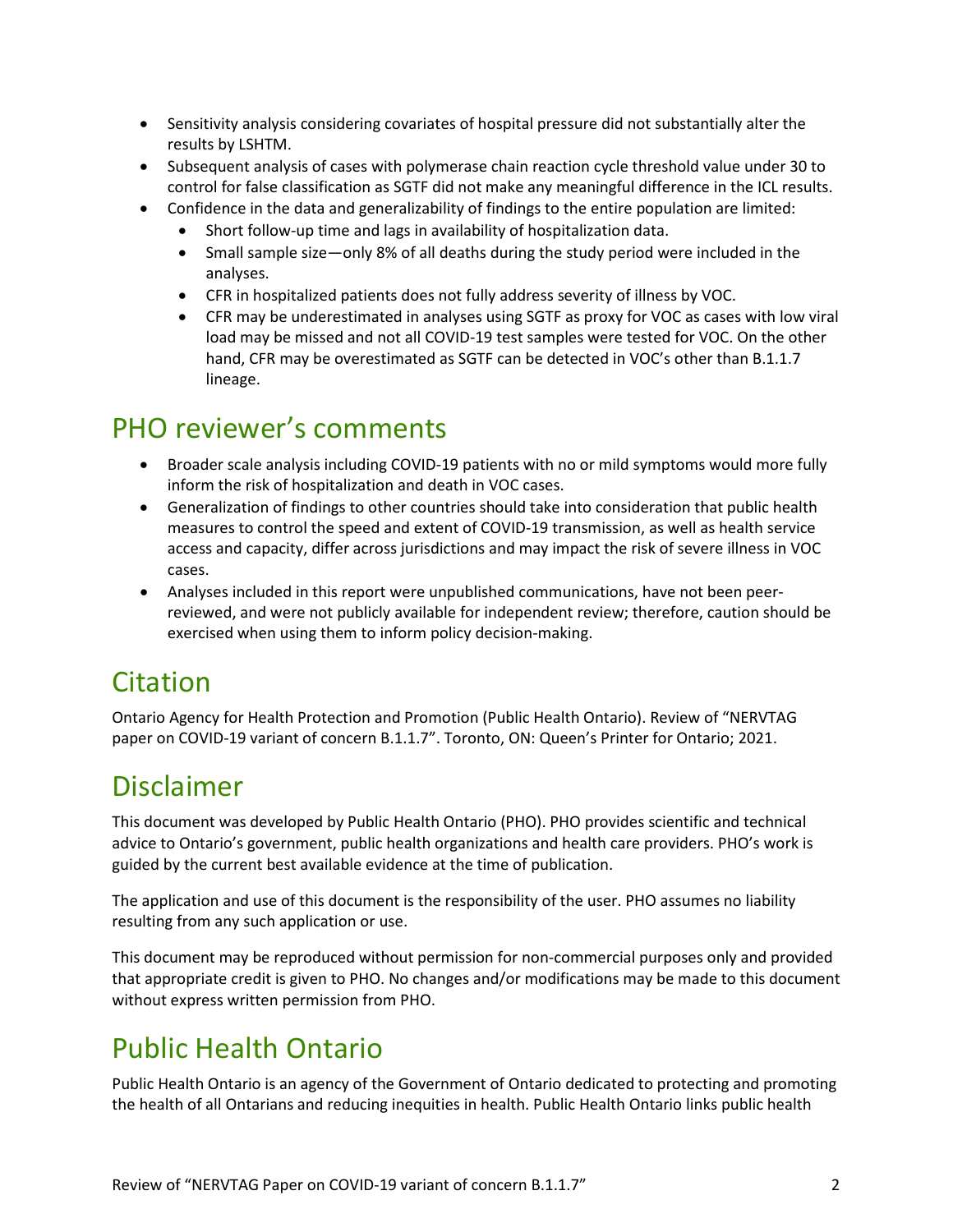- Sensitivity analysis considering covariates of hospital pressure did not substantially alter the results by LSHTM.
- Subsequent analysis of cases with polymerase chain reaction cycle threshold value under 30 to control for false classification as SGTF did not make any meaningful difference in the ICL results.
- Confidence in the data and generalizability of findings to the entire population are limited:
    - Short follow-up time and lags in availability of hospitalization data.
    - Small sample size—only 8% of all deaths during the study period were included in the analyses.
    - CFR in hospitalized patients does not fully address severity of illness by VOC.
    - CFR may be underestimated in analyses using SGTF as proxy for VOC as cases with low viral load may be missed and not all COVID-19 test samples were tested for VOC. On the other hand, CFR may be overestimated as SGTF can be detected in VOC's other than B.1.1.7 lineage.

# PHO reviewer's comments

- Broader scale analysis including COVID-19 patients with no or mild symptoms would more fully inform the risk of hospitalization and death in VOC cases.
- Generalization of findings to other countries should take into consideration that public health measures to control the speed and extent of COVID-19 transmission, as well as health service access and capacity, differ across jurisdictions and may impact the risk of severe illness in VOC cases.
- Analyses included in this report were unpublished communications, have not been peer-reviewed, and were not publicly available for independent review; therefore, caution should be exercised when using them to inform policy decision-making.

# Citation

Ontario Agency for Health Protection and Promotion (Public Health Ontario). Review of "NERVTAG paper on COVID-19 variant of concern B.1.1.7". Toronto, ON: Queen's Printer for Ontario; 2021.

# Disclaimer

This document was developed by Public Health Ontario (PHO). PHO provides scientific and technical advice to Ontario's government, public health organizations and health care providers. PHO's work is guided by the current best available evidence at the time of publication.

The application and use of this document is the responsibility of the user. PHO assumes no liability resulting from any such application or use.

This document may be reproduced without permission for non-commercial purposes only and provided that appropriate credit is given to PHO. No changes and/or modifications may be made to this document without express written permission from PHO.

# Public Health Ontario

Public Health Ontario is an agency of the Government of Ontario dedicated to protecting and promoting the health of all Ontarians and reducing inequities in health. Public Health Ontario links public health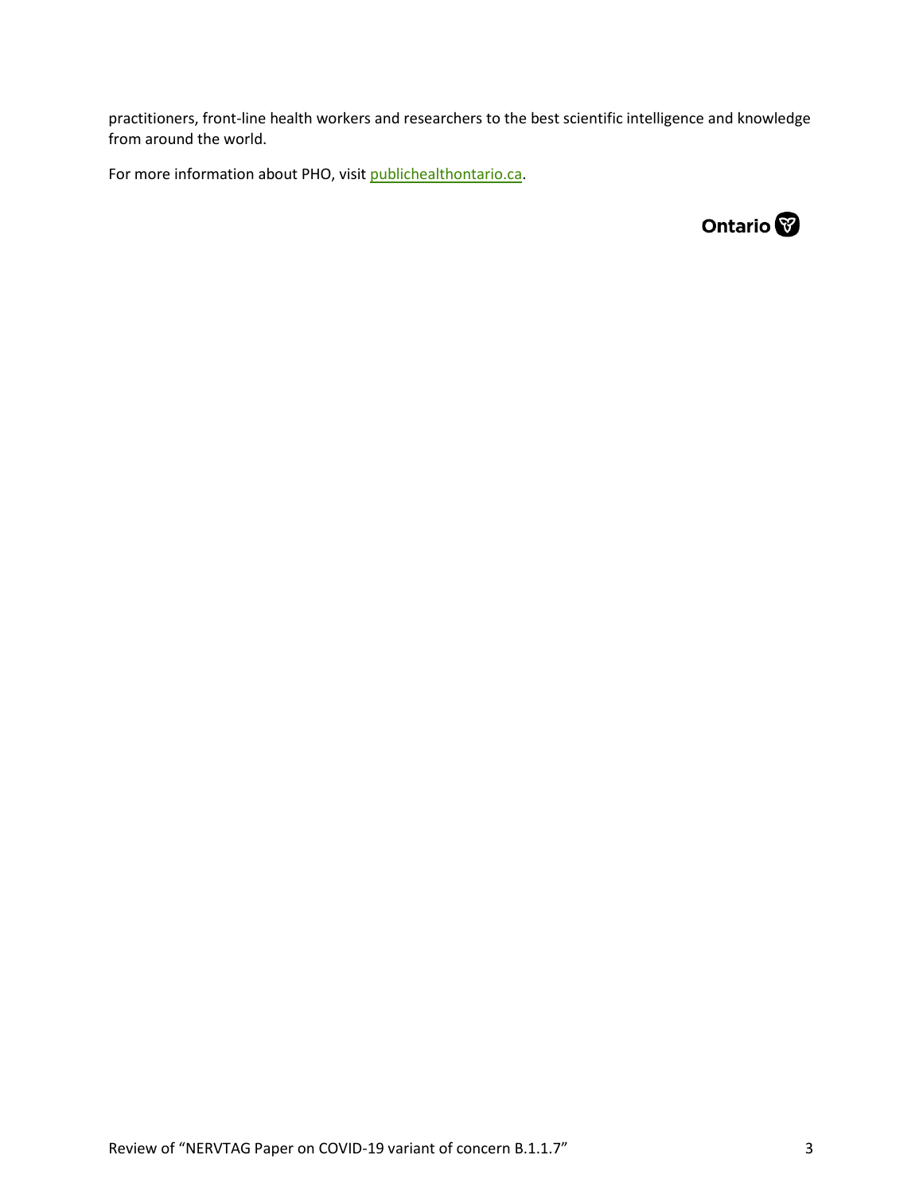practitioners, front-line health workers and researchers to the best scientific intelligence and knowledge from around the world.

For more information about PHO, visit [publichealthontario.ca](publichealthontario.ca).

Ontario